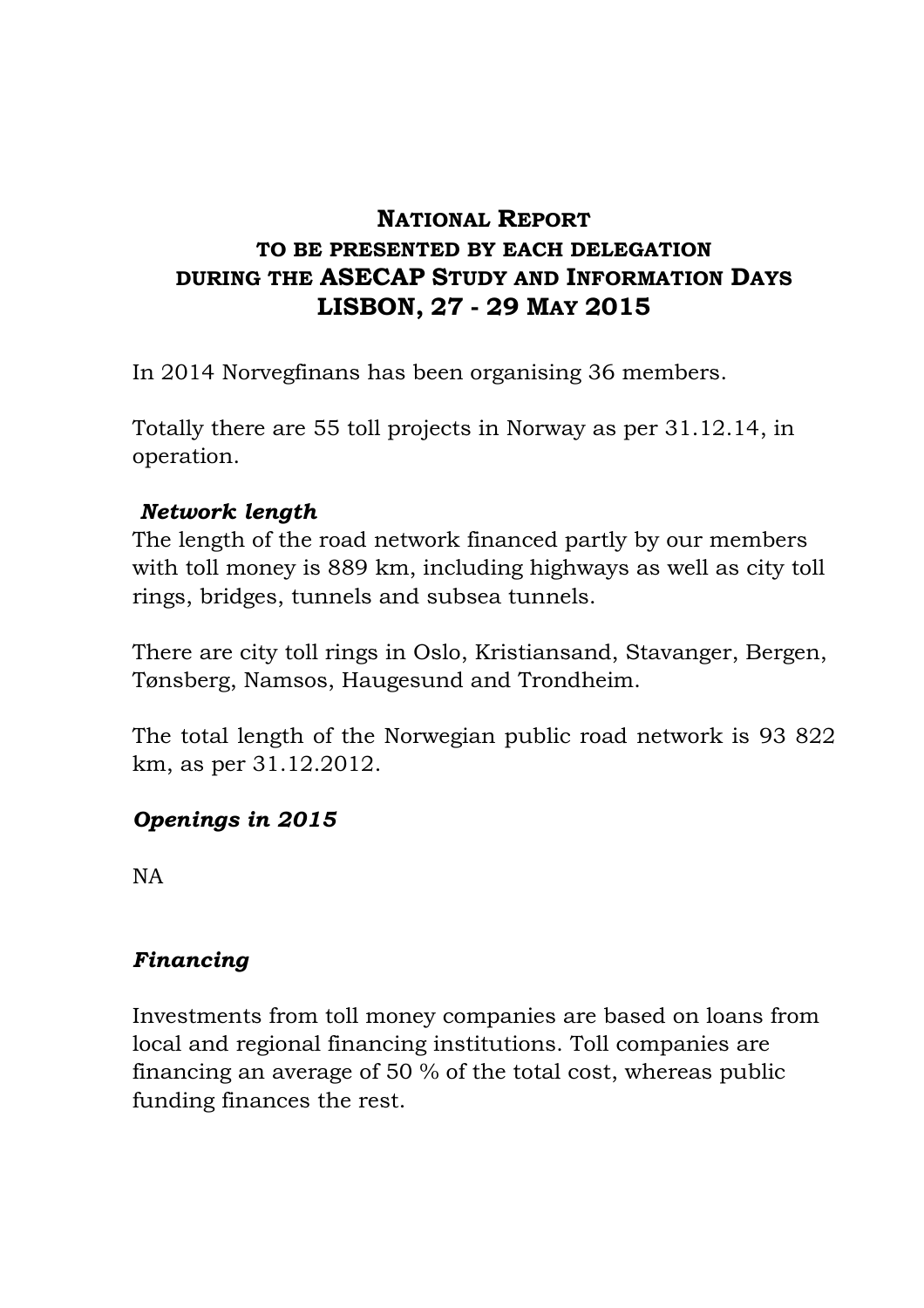# NATIONAL REPORT
## TO BE PRESENTED BY EACH DELEGATION DURING THE ASECAP STUDY AND INFORMATION DAYS
## LISBON, 27 - 29 MAY 2015

In 2014 Norvegfinans has been organising 36 members.

Totally there are 55 toll projects in Norway as per 31.12.14, in operation.

***Network length***

The length of the road network financed partly by our members with toll money is 889 km, including highways as well as city toll rings, bridges, tunnels and subsea tunnels.

There are city toll rings in Oslo, Kristiansand, Stavanger, Bergen, Tønsberg, Namsos, Haugesund and Trondheim.

The total length of the Norwegian public road network is 93 822 km, as per 31.12.2012.

***Openings in 2015***

NA

***Financing***

Investments from toll money companies are based on loans from local and regional financing institutions. Toll companies are financing an average of 50 % of the total cost, whereas public funding finances the rest.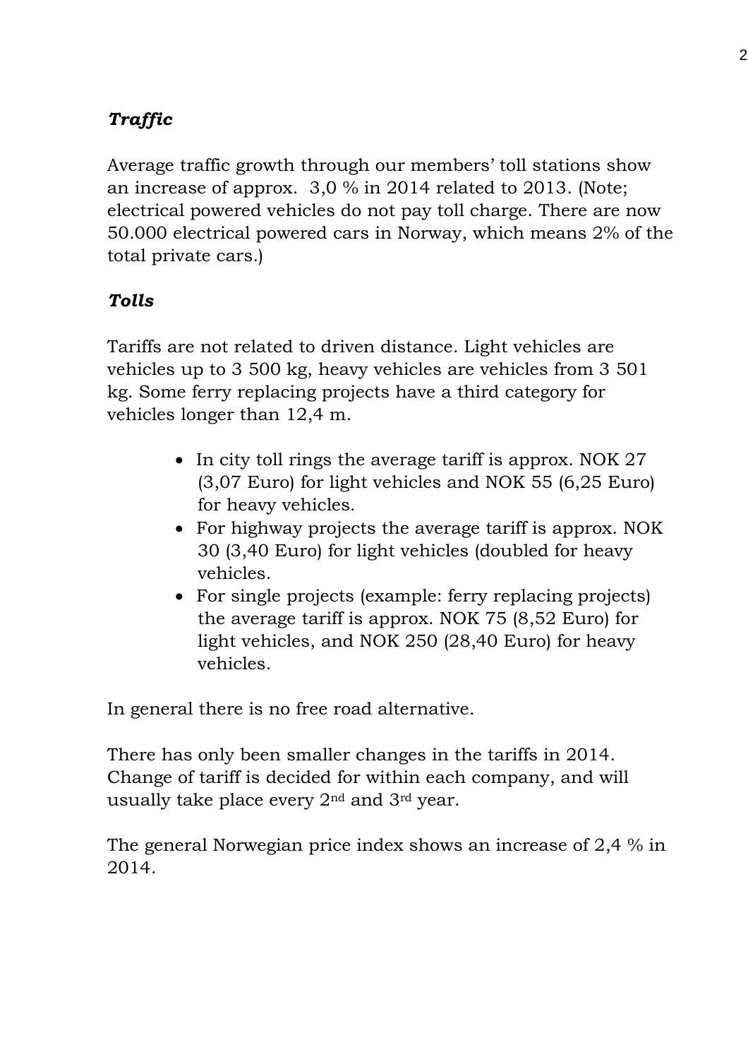***Traffic***

Average traffic growth through our members' toll stations show an increase of approx.  3,0 % in 2014 related to 2013. (Note; electrical powered vehicles do not pay toll charge. There are now 50.000 electrical powered cars in Norway, which means 2% of the total private cars.)

***Tolls***

Tariffs are not related to driven distance. Light vehicles are vehicles up to 3 500 kg, heavy vehicles are vehicles from 3 501 kg. Some ferry replacing projects have a third category for vehicles longer than 12,4 m.

- In city toll rings the average tariff is approx. NOK 27 (3,07 Euro) for light vehicles and NOK 55 (6,25 Euro) for heavy vehicles.
- For highway projects the average tariff is approx. NOK 30 (3,40 Euro) for light vehicles (doubled for heavy vehicles.
- For single projects (example: ferry replacing projects) the average tariff is approx. NOK 75 (8,52 Euro) for light vehicles, and NOK 250 (28,40 Euro) for heavy vehicles.

In general there is no free road alternative.

There has only been smaller changes in the tariffs in 2014. Change of tariff is decided for within each company, and will usually take place every 2nd and 3rd year.

The general Norwegian price index shows an increase of 2,4 % in 2014.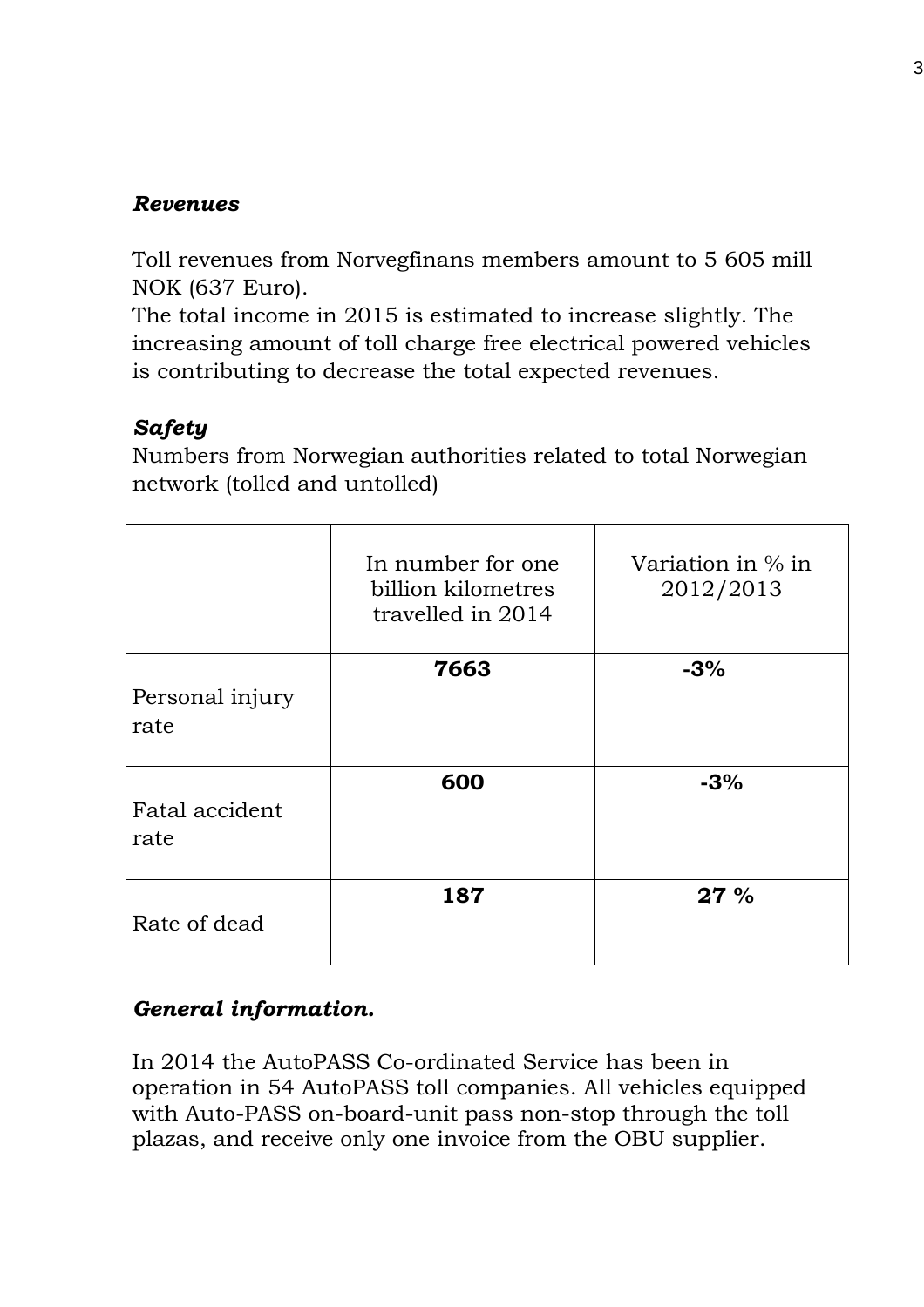***Revenues***

Toll revenues from Norvegfinans members amount to 5 605 mill NOK (637 Euro).
The total income in 2015 is estimated to increase slightly. The increasing amount of toll charge free electrical powered vehicles is contributing to decrease the total expected revenues.

***Safety***

Numbers from Norwegian authorities related to total Norwegian network (tolled and untolled)

| | In number for one billion kilometres travelled in 2014 | Variation in % in 2012/2013 |
|---|---|---|
| Personal injury rate | **7663** | **-3%** |
| Fatal accident rate | **600** | **-3%** |
| Rate of dead | **187** | **27 %** |

***General information.***

In 2014 the AutoPASS Co-ordinated Service has been in operation in 54 AutoPASS toll companies. All vehicles equipped with Auto-PASS on-board-unit pass non-stop through the toll plazas, and receive only one invoice from the OBU supplier.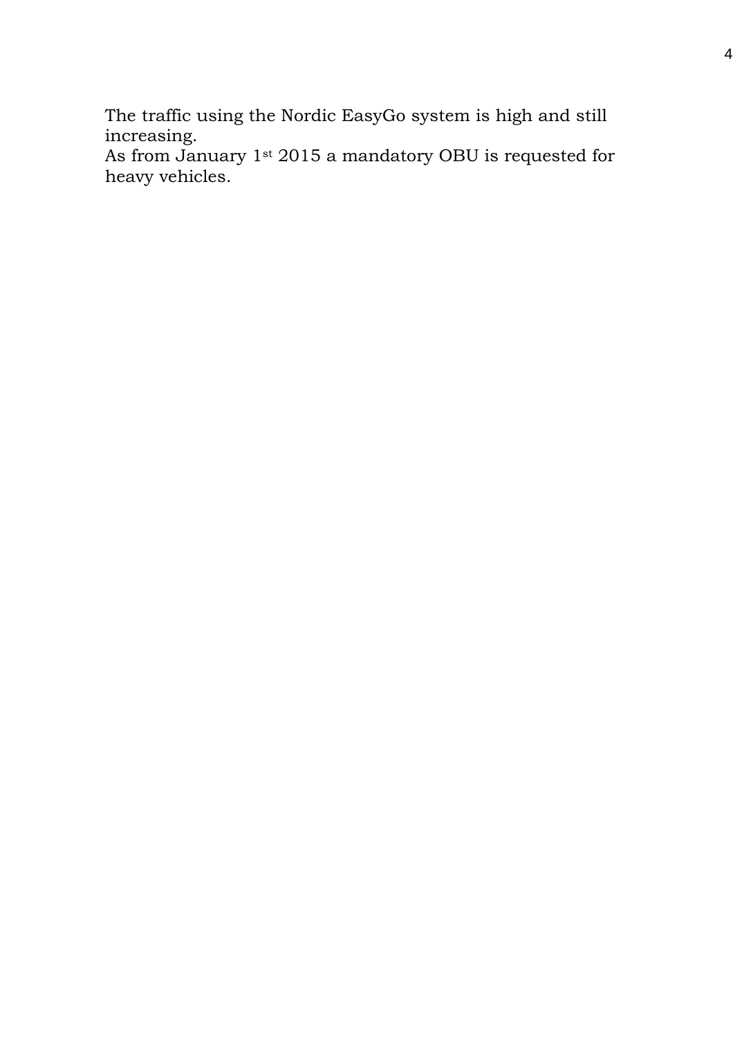The traffic using the Nordic EasyGo system is high and still increasing.
As from January 1st 2015 a mandatory OBU is requested for heavy vehicles.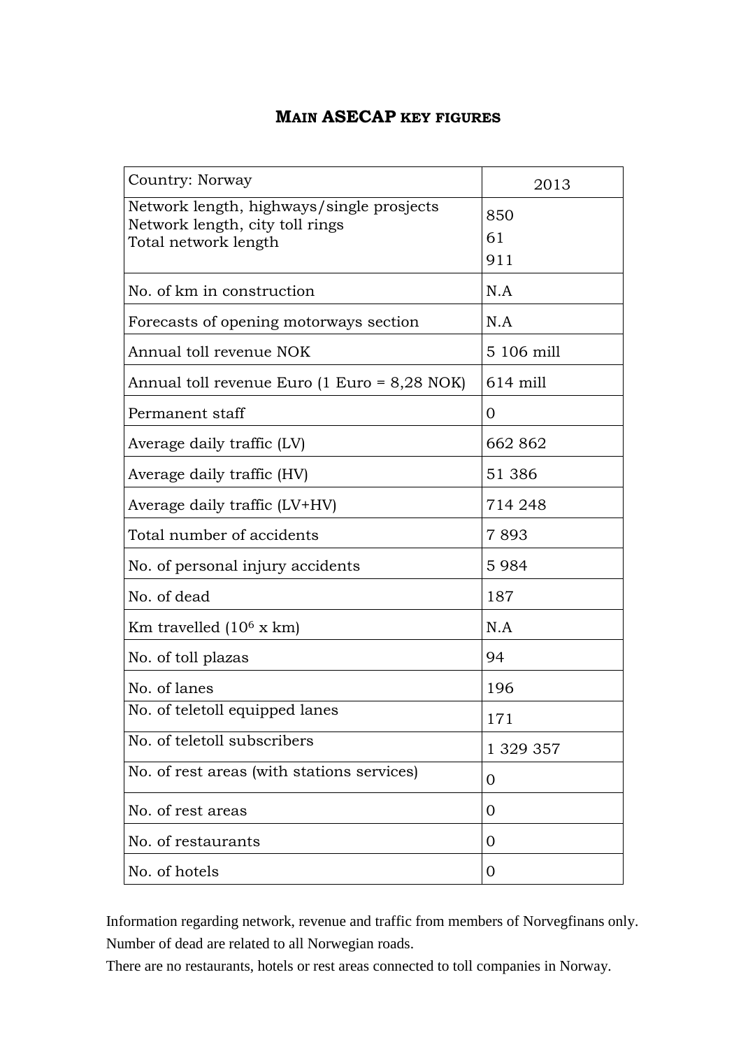## MAIN ASECAP KEY FIGURES

| Country: Norway | 2013 |
|---|---|
| Network length, highways/single prosjects<br>Network length, city toll rings<br>Total network length | 850<br>61<br>911 |
| No. of km in construction | N.A |
| Forecasts of opening motorways section | N.A |
| Annual toll revenue NOK | 5 106 mill |
| Annual toll revenue Euro (1 Euro = 8,28 NOK) | 614 mill |
| Permanent staff | 0 |
| Average daily traffic (LV) | 662 862 |
| Average daily traffic (HV) | 51 386 |
| Average daily traffic (LV+HV) | 714 248 |
| Total number of accidents | 7 893 |
| No. of personal injury accidents | 5 984 |
| No. of dead | 187 |
| Km travelled ($10^6$ x km) | N.A |
| No. of toll plazas | 94 |
| No. of lanes | 196 |
| No. of teletoll equipped lanes | 171 |
| No. of teletoll subscribers | 1 329 357 |
| No. of rest areas (with stations services) | 0 |
| No. of rest areas | 0 |
| No. of restaurants | 0 |
| No. of hotels | 0 |

Information regarding network, revenue and traffic from members of Norvegfinans only.

Number of dead are related to all Norwegian roads.

There are no restaurants, hotels or rest areas connected to toll companies in Norway.